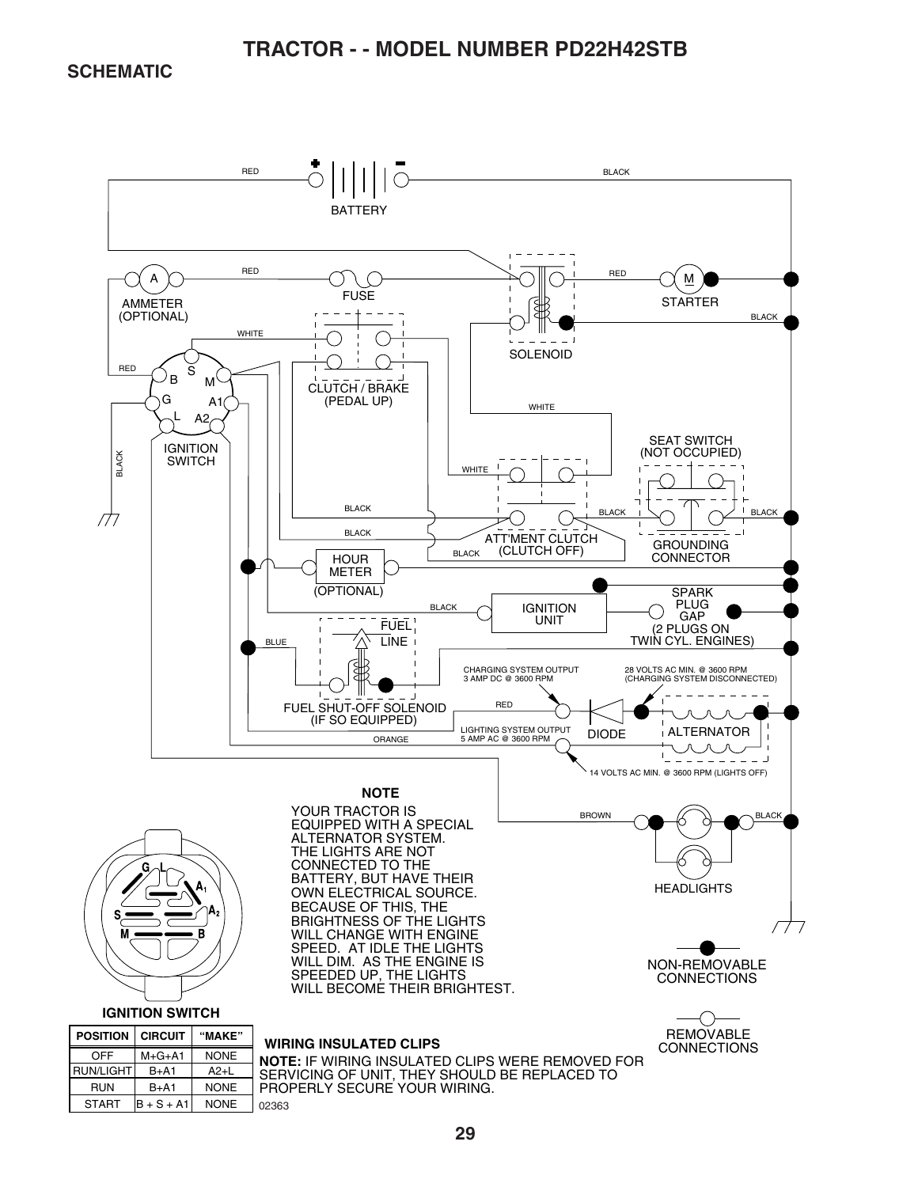# TRACTOR - - MODEL NUMBER PD22H42STB

## SCHEMATIC

BATTERY

RED

BLACK

AMMETER (OPTIONAL)

FUSE

SOLENOID

STARTER

CLUTCH / BRAKE (PEDAL UP)

WHITE

IGNITION SWITCH

SEAT SWITCH (NOT OCCUPIED)

ATT'MENT CLUTCH (CLUTCH OFF)

GROUNDING CONNECTOR

HOUR METER (OPTIONAL)

IGNITION UNIT

SPARK PLUG GAP (2 PLUGS ON TWIN CYL. ENGINES)

FUEL LINE

BLUE

FUEL SHUT-OFF SOLENOID (IF SO EQUIPPED)

CHARGING SYSTEM OUTPUT 3 AMP DC @ 3600 RPM

28 VOLTS AC MIN. @ 3600 RPM (CHARGING SYSTEM DISCONNECTED)

DIODE

ALTERNATOR

LIGHTING SYSTEM OUTPUT 5 AMP AC @ 3600 RPM

ORANGE

14 VOLTS AC MIN. @ 3600 RPM (LIGHTS OFF)

BROWN

HEADLIGHTS

### NOTE

YOUR TRACTOR IS EQUIPPED WITH A SPECIAL ALTERNATOR SYSTEM. THE LIGHTS ARE NOT CONNECTED TO THE BATTERY, BUT HAVE THEIR OWN ELECTRICAL SOURCE. BECAUSE OF THIS, THE BRIGHTNESS OF THE LIGHTS WILL CHANGE WITH ENGINE SPEED. AT IDLE THE LIGHTS WILL DIM. AS THE ENGINE IS SPEEDED UP, THE LIGHTS WILL BECOME THEIR BRIGHTEST.

NON-REMOVABLE CONNECTIONS

REMOVABLE CONNECTIONS

**IGNITION SWITCH**

| POSITION | CIRCUIT | "MAKE" |
|---|---|---|
| OFF | M+G+A1 | NONE |
| RUN/LIGHT | B+A1 | A2+L |
| RUN | B+A1 | NONE |
| START | B + S + A1 | NONE |

**WIRING INSULATED CLIPS**

**NOTE:** IF WIRING INSULATED CLIPS WERE REMOVED FOR SERVICING OF UNIT, THEY SHOULD BE REPLACED TO PROPERLY SECURE YOUR WIRING.

02363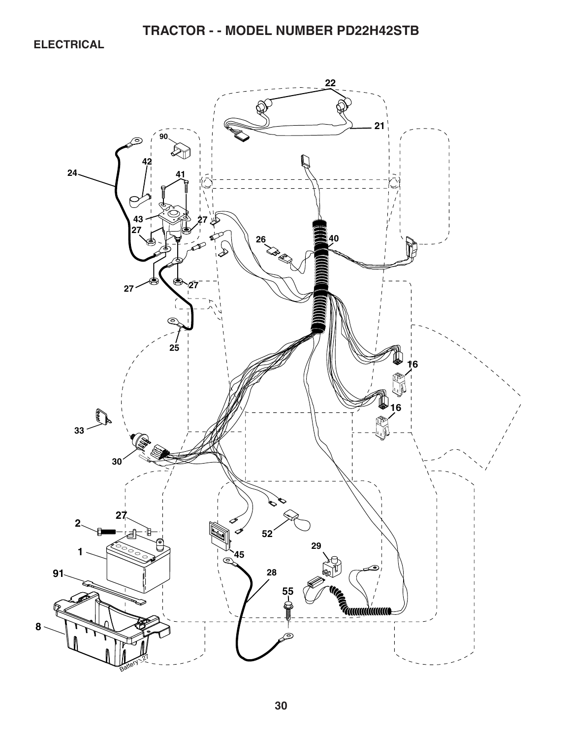# TRACTOR - - MODEL NUMBER PD22H42STB

## ELECTRICAL

22

21

90

42

24

41

43

27

27

26

40

27

27

25

16

16

33

30

27

2

52

1

29

45

91

28

55

8

Battery_27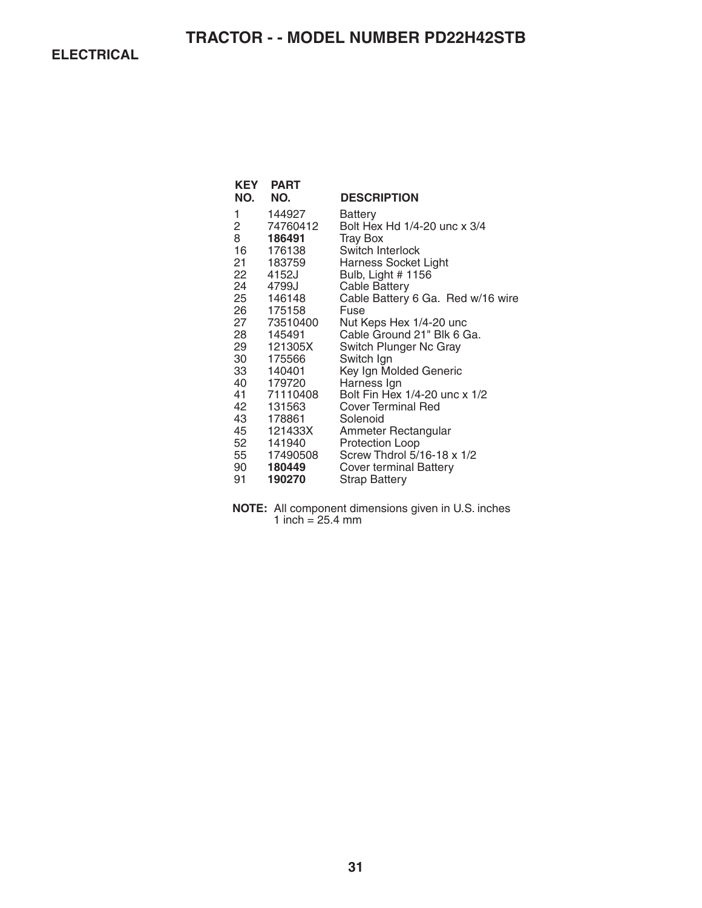# TRACTOR - - MODEL NUMBER PD22H42STB

## ELECTRICAL

| KEY NO. | PART NO. | DESCRIPTION |
|---|---|---|
| 1 | 144927 | Battery |
| 2 | 74760412 | Bolt Hex Hd 1/4-20 unc x 3/4 |
| 8 | **186491** | Tray Box |
| 16 | 176138 | Switch Interlock |
| 21 | 183759 | Harness Socket Light |
| 22 | 4152J | Bulb, Light # 1156 |
| 24 | 4799J | Cable Battery |
| 25 | 146148 | Cable Battery 6 Ga. Red w/16 wire |
| 26 | 175158 | Fuse |
| 27 | 73510400 | Nut Keps Hex 1/4-20 unc |
| 28 | 145491 | Cable Ground 21" Blk 6 Ga. |
| 29 | 121305X | Switch Plunger Nc Gray |
| 30 | 175566 | Switch Ign |
| 33 | 140401 | Key Ign Molded Generic |
| 40 | 179720 | Harness Ign |
| 41 | 71110408 | Bolt Fin Hex 1/4-20 unc x 1/2 |
| 42 | 131563 | Cover Terminal Red |
| 43 | 178861 | Solenoid |
| 45 | 121433X | Ammeter Rectangular |
| 52 | 141940 | Protection Loop |
| 55 | 17490508 | Screw Thdrol 5/16-18 x 1/2 |
| 90 | **180449** | Cover terminal Battery |
| 91 | **190270** | Strap Battery |

**NOTE:** All component dimensions given in U.S. inches
1 inch = 25.4 mm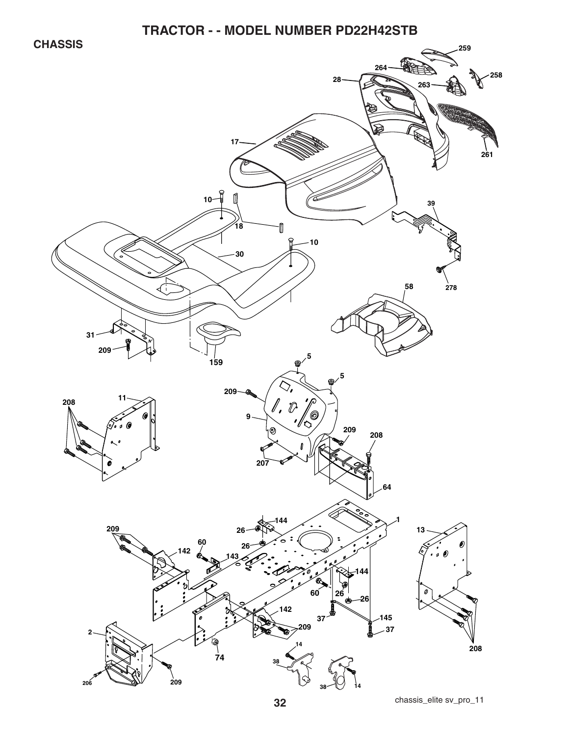# TRACTOR - - MODEL NUMBER PD22H42STB

## CHASSIS

chassis_elite sv_pro_11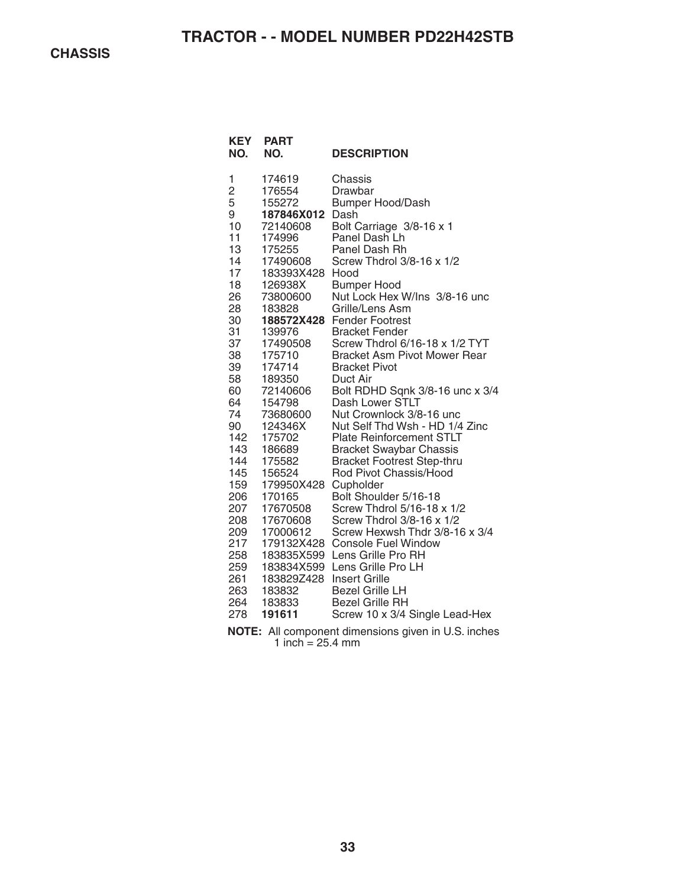# TRACTOR - - MODEL NUMBER PD22H42STB

## CHASSIS

| KEY NO. | PART NO. | DESCRIPTION |
|---|---|---|
| 1 | 174619 | Chassis |
| 2 | 176554 | Drawbar |
| 5 | 155272 | Bumper Hood/Dash |
| 9 | **187846X012** | Dash |
| 10 | 72140608 | Bolt Carriage 3/8-16 x 1 |
| 11 | 174996 | Panel Dash Lh |
| 13 | 175255 | Panel Dash Rh |
| 14 | 17490608 | Screw Thdrol 3/8-16 x 1/2 |
| 17 | 183393X428 | Hood |
| 18 | 126938X | Bumper Hood |
| 26 | 73800600 | Nut Lock Hex W/Ins 3/8-16 unc |
| 28 | 183828 | Grille/Lens Asm |
| 30 | **188572X428** | Fender Footrest |
| 31 | 139976 | Bracket Fender |
| 37 | 17490508 | Screw Thdrol 6/16-18 x 1/2 TYT |
| 38 | 175710 | Bracket Asm Pivot Mower Rear |
| 39 | 174714 | Bracket Pivot |
| 58 | 189350 | Duct Air |
| 60 | 72140606 | Bolt RDHD Sqnk 3/8-16 unc x 3/4 |
| 64 | 154798 | Dash Lower STLT |
| 74 | 73680600 | Nut Crownlock 3/8-16 unc |
| 90 | 124346X | Nut Self Thd Wsh - HD 1/4 Zinc |
| 142 | 175702 | Plate Reinforcement STLT |
| 143 | 186689 | Bracket Swaybar Chassis |
| 144 | 175582 | Bracket Footrest Step-thru |
| 145 | 156524 | Rod Pivot Chassis/Hood |
| 159 | 179950X428 | Cupholder |
| 206 | 170165 | Bolt Shoulder 5/16-18 |
| 207 | 17670508 | Screw Thdrol 5/16-18 x 1/2 |
| 208 | 17670608 | Screw Thdrol 3/8-16 x 1/2 |
| 209 | 17000612 | Screw Hexwsh Thdr 3/8-16 x 3/4 |
| 217 | 179132X428 | Console Fuel Window |
| 258 | 183835X599 | Lens Grille Pro RH |
| 259 | 183834X599 | Lens Grille Pro LH |
| 261 | 183829Z428 | Insert Grille |
| 263 | 183832 | Bezel Grille LH |
| 264 | 183833 | Bezel Grille RH |
| 278 | **191611** | Screw 10 x 3/4 Single Lead-Hex |

**NOTE:** All component dimensions given in U.S. inches
1 inch = 25.4 mm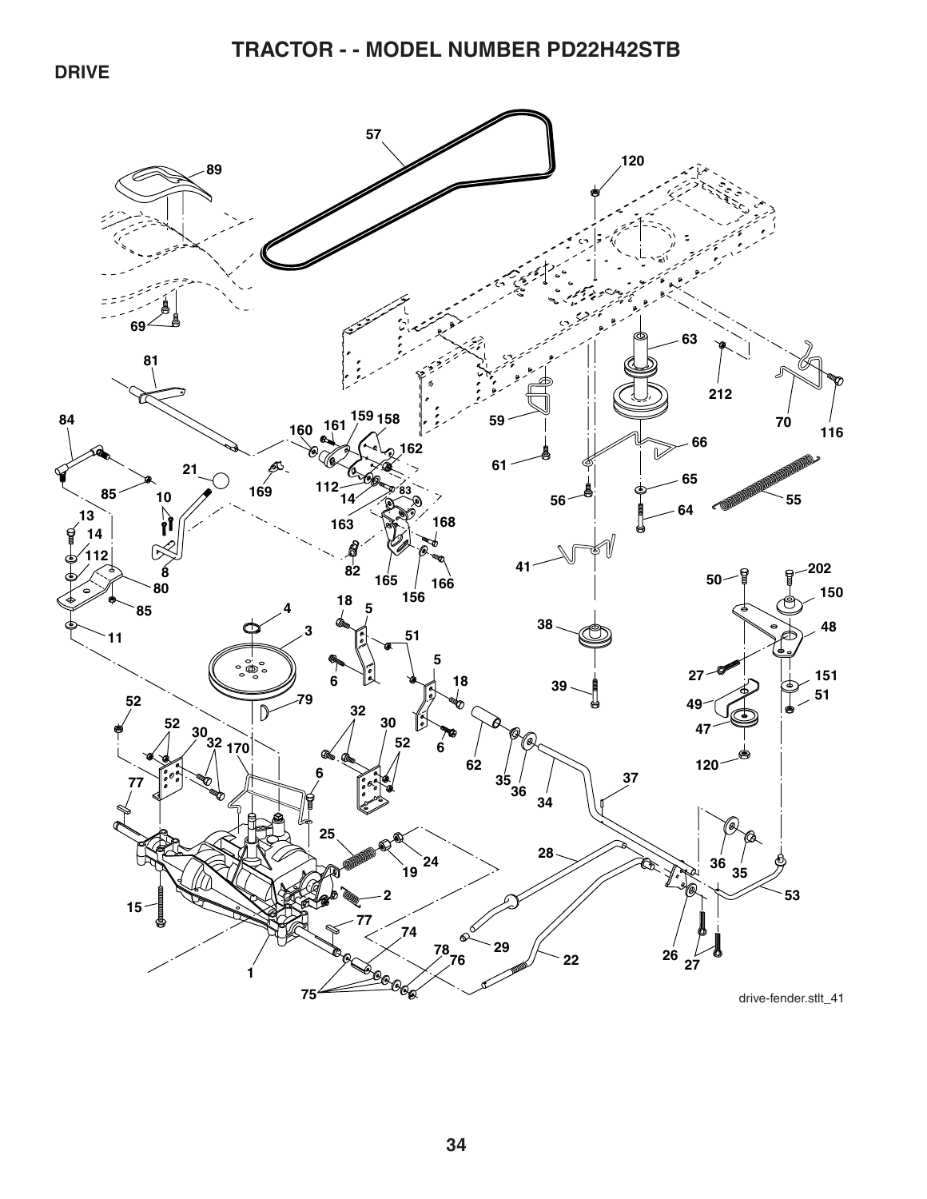# TRACTOR - - MODEL NUMBER PD22H42STB

## DRIVE

57 120 89 69 63 212 70 116 81 84 160 161 159 158 162 59 66 61 21 169 112 14 83 85 10 163 168 65 56 64 55 13 14 112 8 82 165 156 166 41 50 202 80 85 18 5 150 4 11 3 51 38 48 5 6 18 27 151 39 52 79 32 30 49 51 52 30 32 170 52 6 62 35 36 47 120 34 37 77 6 25 24 19 28 36 35 2 53 15 77 74 29 78 76 22 26 27 1 75

drive-fender.stlt_41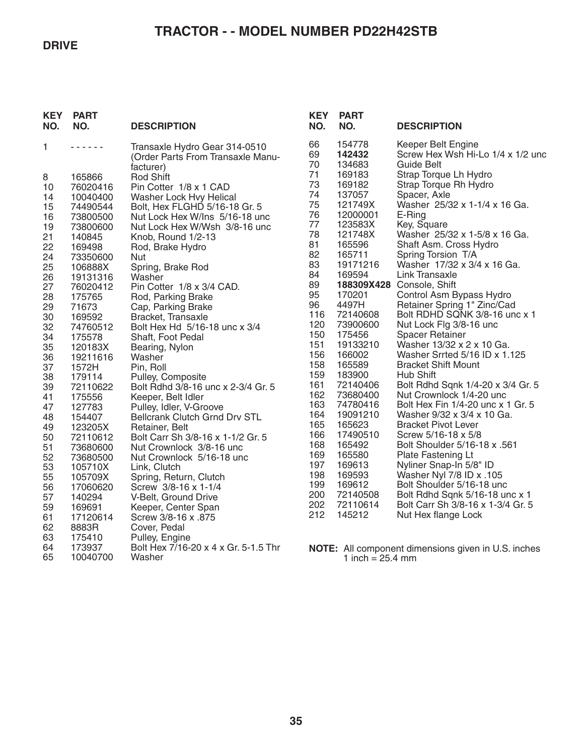# TRACTOR - - MODEL NUMBER PD22H42STB

## DRIVE

| KEY NO. | PART NO. | DESCRIPTION |
|---|---|---|
| 1 | - - - - - - | Transaxle Hydro Gear 314-0510 (Order Parts From Transaxle Manufacturer) |
| 8 | 165866 | Rod Shift |
| 10 | 76020416 | Pin Cotter 1/8 x 1 CAD |
| 14 | 10040400 | Washer Lock Hvy Helical |
| 15 | 74490544 | Bolt, Hex FLGHD 5/16-18 Gr. 5 |
| 16 | 73800500 | Nut Lock Hex W/Ins 5/16-18 unc |
| 19 | 73800600 | Nut Lock Hex W/Wsh 3/8-16 unc |
| 21 | 140845 | Knob, Round 1/2-13 |
| 22 | 169498 | Rod, Brake Hydro |
| 24 | 73350600 | Nut |
| 25 | 106888X | Spring, Brake Rod |
| 26 | 19131316 | Washer |
| 27 | 76020412 | Pin Cotter 1/8 x 3/4 CAD. |
| 28 | 175765 | Rod, Parking Brake |
| 29 | 71673 | Cap, Parking Brake |
| 30 | 169592 | Bracket, Transaxle |
| 32 | 74760512 | Bolt Hex Hd 5/16-18 unc x 3/4 |
| 34 | 175578 | Shaft, Foot Pedal |
| 35 | 120183X | Bearing, Nylon |
| 36 | 19211616 | Washer |
| 37 | 1572H | Pin, Roll |
| 38 | 179114 | Pulley, Composite |
| 39 | 72110622 | Bolt Rdhd 3/8-16 unc x 2-3/4 Gr. 5 |
| 41 | 175556 | Keeper, Belt Idler |
| 47 | 127783 | Pulley, Idler, V-Groove |
| 48 | 154407 | Bellcrank Clutch Grnd Drv STL |
| 49 | 123205X | Retainer, Belt |
| 50 | 72110612 | Bolt Carr Sh 3/8-16 x 1-1/2 Gr. 5 |
| 51 | 73680600 | Nut Crownlock 3/8-16 unc |
| 52 | 73680500 | Nut Crownlock 5/16-18 unc |
| 53 | 105710X | Link, Clutch |
| 55 | 105709X | Spring, Return, Clutch |
| 56 | 17060620 | Screw 3/8-16 x 1-1/4 |
| 57 | 140294 | V-Belt, Ground Drive |
| 59 | 169691 | Keeper, Center Span |
| 61 | 17120614 | Screw 3/8-16 x .875 |
| 62 | 8883R | Cover, Pedal |
| 63 | 175410 | Pulley, Engine |
| 64 | 173937 | Bolt Hex 7/16-20 x 4 x Gr. 5-1.5 Thr |
| 65 | 10040700 | Washer |
| 66 | 154778 | Keeper Belt Engine |
| 69 | **142432** | Screw Hex Wsh Hi-Lo 1/4 x 1/2 unc |
| 70 | 134683 | Guide Belt |
| 71 | 169183 | Strap Torque Lh Hydro |
| 73 | 169182 | Strap Torque Rh Hydro |
| 74 | 137057 | Spacer, Axle |
| 75 | 121749X | Washer 25/32 x 1-1/4 x 16 Ga. |
| 76 | 12000001 | E-Ring |
| 77 | 123583X | Key, Square |
| 78 | 121748X | Washer 25/32 x 1-5/8 x 16 Ga. |
| 81 | 165596 | Shaft Asm. Cross Hydro |
| 82 | 165711 | Spring Torsion T/A |
| 83 | 19171216 | Washer 17/32 x 3/4 x 16 Ga. |
| 84 | 169594 | Link Transaxle |
| 89 | **188309X428** | Console, Shift |
| 95 | 170201 | Control Asm Bypass Hydro |
| 96 | 4497H | Retainer Spring 1" Zinc/Cad |
| 116 | 72140608 | Bolt RDHD SQNK 3/8-16 unc x 1 |
| 120 | 73900600 | Nut Lock Flg 3/8-16 unc |
| 150 | 175456 | Spacer Retainer |
| 151 | 19133210 | Washer 13/32 x 2 x 10 Ga. |
| 156 | 166002 | Washer Srrted 5/16 ID x 1.125 |
| 158 | 165589 | Bracket Shift Mount |
| 159 | 183900 | Hub Shift |
| 161 | 72140406 | Bolt Rdhd Sqnk 1/4-20 x 3/4 Gr. 5 |
| 162 | 73680400 | Nut Crownlock 1/4-20 unc |
| 163 | 74780416 | Bolt Hex Fin 1/4-20 unc x 1 Gr. 5 |
| 164 | 19091210 | Washer 9/32 x 3/4 x 10 Ga. |
| 165 | 165623 | Bracket Pivot Lever |
| 166 | 17490510 | Screw 5/16-18 x 5/8 |
| 168 | 165492 | Bolt Shoulder 5/16-18 x .561 |
| 169 | 165580 | Plate Fastening Lt |
| 197 | 169613 | Nyliner Snap-In 5/8" ID |
| 198 | 169593 | Washer Nyl 7/8 ID x .105 |
| 199 | 169612 | Bolt Shoulder 5/16-18 unc |
| 200 | 72140508 | Bolt Rdhd Sqnk 5/16-18 unc x 1 |
| 202 | 72110614 | Bolt Carr Sh 3/8-16 x 1-3/4 Gr. 5 |
| 212 | 145212 | Nut Hex flange Lock |

**NOTE:** All component dimensions given in U.S. inches
1 inch = 25.4 mm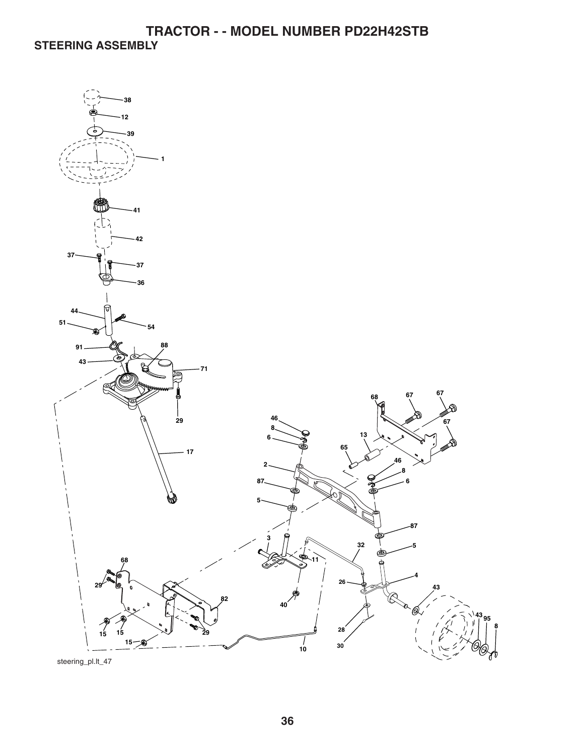# TRACTOR - - MODEL NUMBER PD22H42STB

## STEERING ASSEMBLY

38
12
39
1
41
42
37
37
36
44
51
54
91
88
43
71
29
17
68
67
67
46
8
6
13
67
65
2
46
8
6
87
5
87
3
32
5
11
4
68
26
43
29
82
40
43
95
8
15
15
29
28
15
10
30

steering_pl.lt_47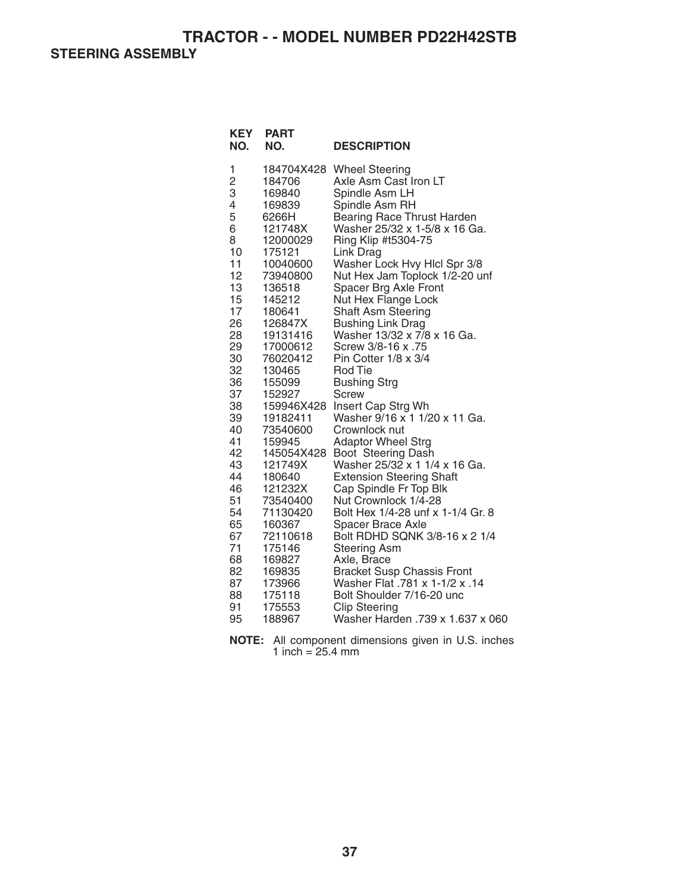# TRACTOR - - MODEL NUMBER PD22H42STB

## STEERING ASSEMBLY

| KEY NO. | PART NO. | DESCRIPTION |
|---|---|---|
| 1 | 184704X428 | Wheel Steering |
| 2 | 184706 | Axle Asm Cast Iron LT |
| 3 | 169840 | Spindle Asm LH |
| 4 | 169839 | Spindle Asm RH |
| 5 | 6266H | Bearing Race Thrust Harden |
| 6 | 121748X | Washer 25/32 x 1-5/8 x 16 Ga. |
| 8 | 12000029 | Ring Klip #t5304-75 |
| 10 | 175121 | Link Drag |
| 11 | 10040600 | Washer Lock Hvy Hlcl Spr 3/8 |
| 12 | 73940800 | Nut Hex Jam Toplock 1/2-20 unf |
| 13 | 136518 | Spacer Brg Axle Front |
| 15 | 145212 | Nut Hex Flange Lock |
| 17 | 180641 | Shaft Asm Steering |
| 26 | 126847X | Bushing Link Drag |
| 28 | 19131416 | Washer 13/32 x 7/8 x 16 Ga. |
| 29 | 17000612 | Screw 3/8-16 x .75 |
| 30 | 76020412 | Pin Cotter 1/8 x 3/4 |
| 32 | 130465 | Rod Tie |
| 36 | 155099 | Bushing Strg |
| 37 | 152927 | Screw |
| 38 | 159946X428 | Insert Cap Strg Wh |
| 39 | 19182411 | Washer 9/16 x 1 1/20 x 11 Ga. |
| 40 | 73540600 | Crownlock nut |
| 41 | 159945 | Adaptor Wheel Strg |
| 42 | 145054X428 | Boot Steering Dash |
| 43 | 121749X | Washer 25/32 x 1 1/4 x 16 Ga. |
| 44 | 180640 | Extension Steering Shaft |
| 46 | 121232X | Cap Spindle Fr Top Blk |
| 51 | 73540400 | Nut Crownlock 1/4-28 |
| 54 | 71130420 | Bolt Hex 1/4-28 unf x 1-1/4 Gr. 8 |
| 65 | 160367 | Spacer Brace Axle |
| 67 | 72110618 | Bolt RDHD SQNK 3/8-16 x 2 1/4 |
| 71 | 175146 | Steering Asm |
| 68 | 169827 | Axle, Brace |
| 82 | 169835 | Bracket Susp Chassis Front |
| 87 | 173966 | Washer Flat .781 x 1-1/2 x .14 |
| 88 | 175118 | Bolt Shoulder 7/16-20 unc |
| 91 | 175553 | Clip Steering |
| 95 | 188967 | Washer Harden .739 x 1.637 x 060 |

**NOTE:** All component dimensions given in U.S. inches
1 inch = 25.4 mm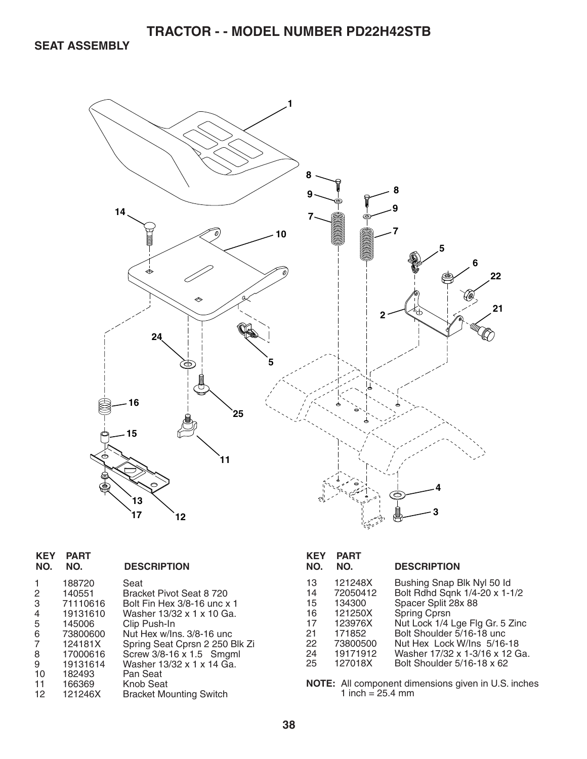# TRACTOR - - MODEL NUMBER PD22H42STB

## SEAT ASSEMBLY

| KEY NO. | PART NO. | DESCRIPTION |
|---|---|---|
| 1 | 188720 | Seat |
| 2 | 140551 | Bracket Pivot Seat 8 720 |
| 3 | 71110616 | Bolt Fin Hex 3/8-16 unc x 1 |
| 4 | 19131610 | Washer 13/32 x 1 x 10 Ga. |
| 5 | 145006 | Clip Push-In |
| 6 | 73800600 | Nut Hex w/Ins. 3/8-16 unc |
| 7 | 124181X | Spring Seat Cprsn 2 250 Blk Zi |
| 8 | 17000616 | Screw 3/8-16 x 1.5 Smgml |
| 9 | 19131614 | Washer 13/32 x 1 x 14 Ga. |
| 10 | 182493 | Pan Seat |
| 11 | 166369 | Knob Seat |
| 12 | 121246X | Bracket Mounting Switch |
| 13 | 121248X | Bushing Snap Blk Nyl 50 Id |
| 14 | 72050412 | Bolt Rdhd Sqnk 1/4-20 x 1-1/2 |
| 15 | 134300 | Spacer Split 28x 88 |
| 16 | 121250X | Spring Cprsn |
| 17 | 123976X | Nut Lock 1/4 Lge Flg Gr. 5 Zinc |
| 21 | 171852 | Bolt Shoulder 5/16-18 unc |
| 22 | 73800500 | Nut Hex Lock W/Ins 5/16-18 |
| 24 | 19171912 | Washer 17/32 x 1-3/16 x 12 Ga. |
| 25 | 127018X | Bolt Shoulder 5/16-18 x 62 |

**NOTE:** All component dimensions given in U.S. inches
1 inch = 25.4 mm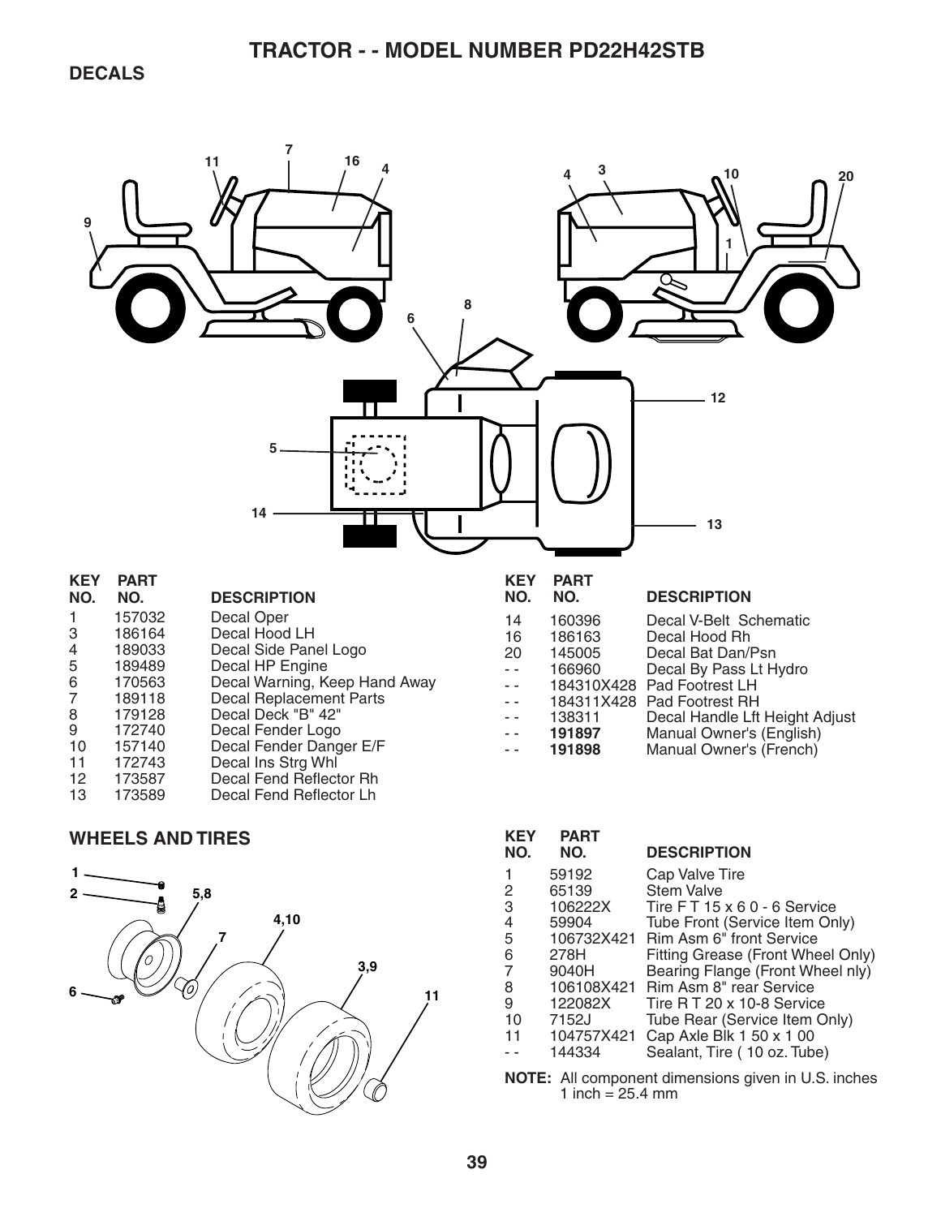# TRACTOR - - MODEL NUMBER PD22H42STB

## DECALS

| KEY NO. | PART NO. | DESCRIPTION |
|---|---|---|
| 1 | 157032 | Decal Oper |
| 3 | 186164 | Decal Hood LH |
| 4 | 189033 | Decal Side Panel Logo |
| 5 | 189489 | Decal HP Engine |
| 6 | 170563 | Decal Warning, Keep Hand Away |
| 7 | 189118 | Decal Replacement Parts |
| 8 | 179128 | Decal Deck "B" 42" |
| 9 | 172740 | Decal Fender Logo |
| 10 | 157140 | Decal Fender Danger E/F |
| 11 | 172743 | Decal Ins Strg Whl |
| 12 | 173587 | Decal Fend Reflector Rh |
| 13 | 173589 | Decal Fend Reflector Lh |
| 14 | 160396 | Decal V-Belt Schematic |
| 16 | 186163 | Decal Hood Rh |
| 20 | 145005 | Decal Bat Dan/Psn |
| - - | 166960 | Decal By Pass Lt Hydro |
| - - | 184310X428 | Pad Footrest LH |
| - - | 184311X428 | Pad Footrest RH |
| - - | 138311 | Decal Handle Lft Height Adjust |
| - - | **191897** | Manual Owner's (English) |
| - - | **191898** | Manual Owner's (French) |

## WHEELS AND TIRES

| KEY NO. | PART NO. | DESCRIPTION |
|---|---|---|
| 1 | 59192 | Cap Valve Tire |
| 2 | 65139 | Stem Valve |
| 3 | 106222X | Tire F T 15 x 6 0 - 6 Service |
| 4 | 59904 | Tube Front (Service Item Only) |
| 5 | 106732X421 | Rim Asm 6" front Service |
| 6 | 278H | Fitting Grease (Front Wheel Only) |
| 7 | 9040H | Bearing Flange (Front Wheel nly) |
| 8 | 106108X421 | Rim Asm 8" rear Service |
| 9 | 122082X | Tire R T 20 x 10-8 Service |
| 10 | 7152J | Tube Rear (Service Item Only) |
| 11 | 104757X421 | Cap Axle Blk 1 50 x 1 00 |
| - - | 144334 | Sealant, Tire ( 10 oz. Tube) |

**NOTE:** All component dimensions given in U.S. inches
1 inch = 25.4 mm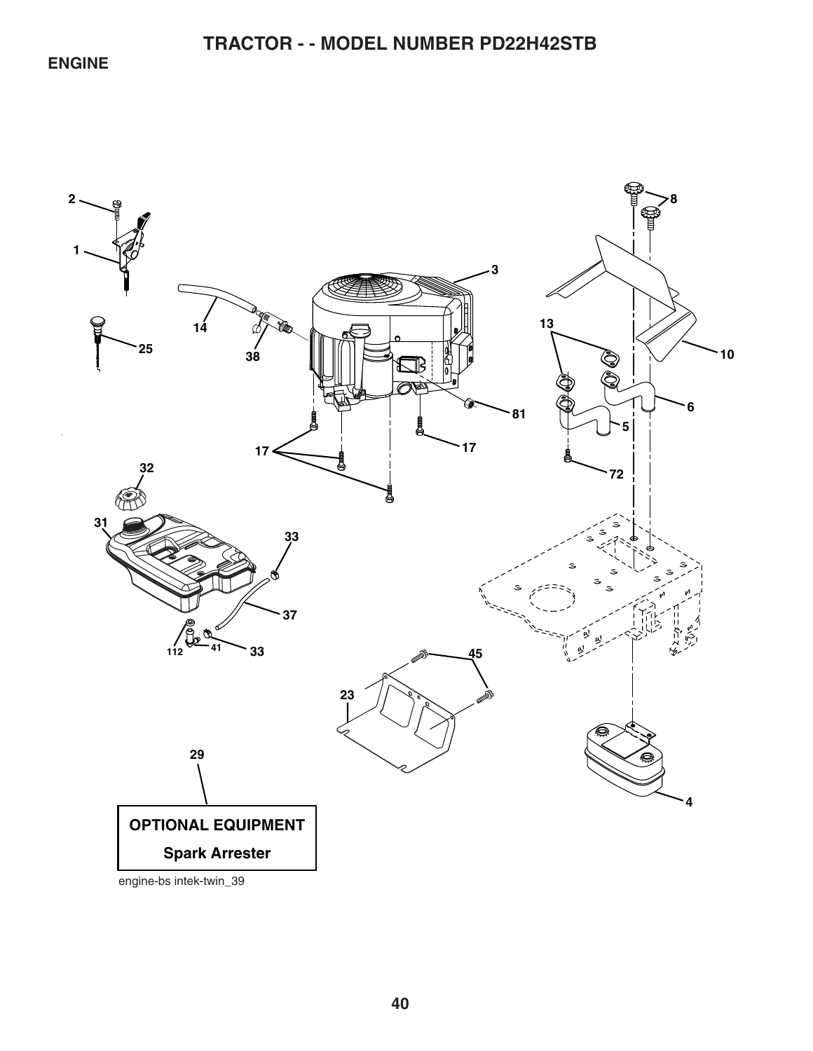# TRACTOR - - MODEL NUMBER PD22H42STB

## ENGINE

2
1
25
14
38
3
8
13
10
81
6
5
17
17
72
32
31
33
37
112
41
33
45
23
4
29

**OPTIONAL EQUIPMENT**

**Spark Arrester**

engine-bs intek-twin_39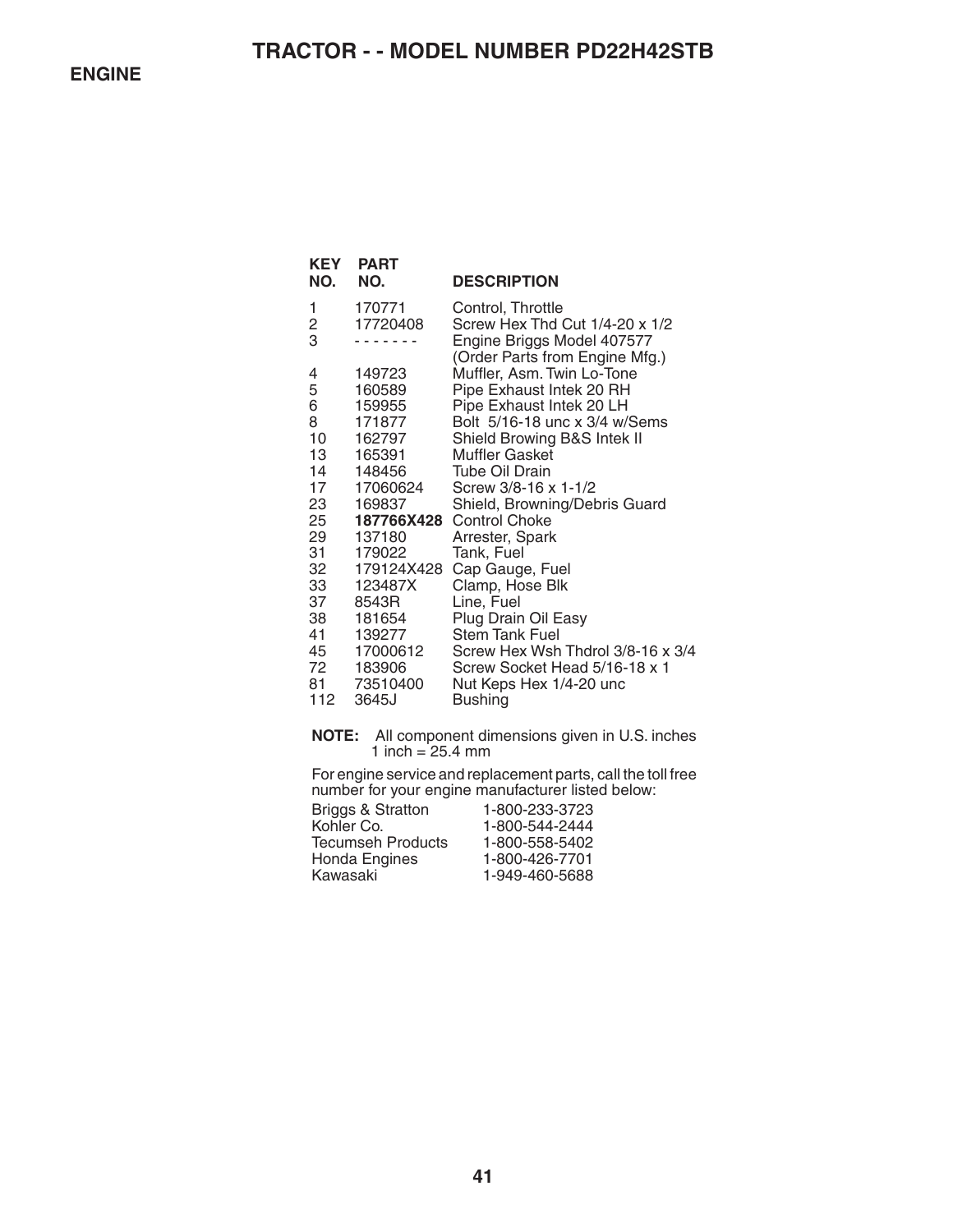# TRACTOR - - MODEL NUMBER PD22H42STB

## ENGINE

| KEY NO. | PART NO. | DESCRIPTION |
|---|---|---|
| 1 | 170771 | Control, Throttle |
| 2 | 17720408 | Screw Hex Thd Cut 1/4-20 x 1/2 |
| 3 | - - - - - - - | Engine Briggs Model 407577 (Order Parts from Engine Mfg.) |
| 4 | 149723 | Muffler, Asm. Twin Lo-Tone |
| 5 | 160589 | Pipe Exhaust Intek 20 RH |
| 6 | 159955 | Pipe Exhaust Intek 20 LH |
| 8 | 171877 | Bolt 5/16-18 unc x 3/4 w/Sems |
| 10 | 162797 | Shield Browing B&S Intek II |
| 13 | 165391 | Muffler Gasket |
| 14 | 148456 | Tube Oil Drain |
| 17 | 17060624 | Screw 3/8-16 x 1-1/2 |
| 23 | 169837 | Shield, Browning/Debris Guard |
| 25 | **187766X428** | Control Choke |
| 29 | 137180 | Arrester, Spark |
| 31 | 179022 | Tank, Fuel |
| 32 | 179124X428 | Cap Gauge, Fuel |
| 33 | 123487X | Clamp, Hose Blk |
| 37 | 8543R | Line, Fuel |
| 38 | 181654 | Plug Drain Oil Easy |
| 41 | 139277 | Stem Tank Fuel |
| 45 | 17000612 | Screw Hex Wsh Thdrol 3/8-16 x 3/4 |
| 72 | 183906 | Screw Socket Head 5/16-18 x 1 |
| 81 | 73510400 | Nut Keps Hex 1/4-20 unc |
| 112 | 3645J | Bushing |

**NOTE:** All component dimensions given in U.S. inches
1 inch = 25.4 mm

For engine service and replacement parts, call the toll free number for your engine manufacturer listed below:

| | |
|---|---|
| Briggs & Stratton | 1-800-233-3723 |
| Kohler Co. | 1-800-544-2444 |
| Tecumseh Products | 1-800-558-5402 |
| Honda Engines | 1-800-426-7701 |
| Kawasaki | 1-949-460-5688 |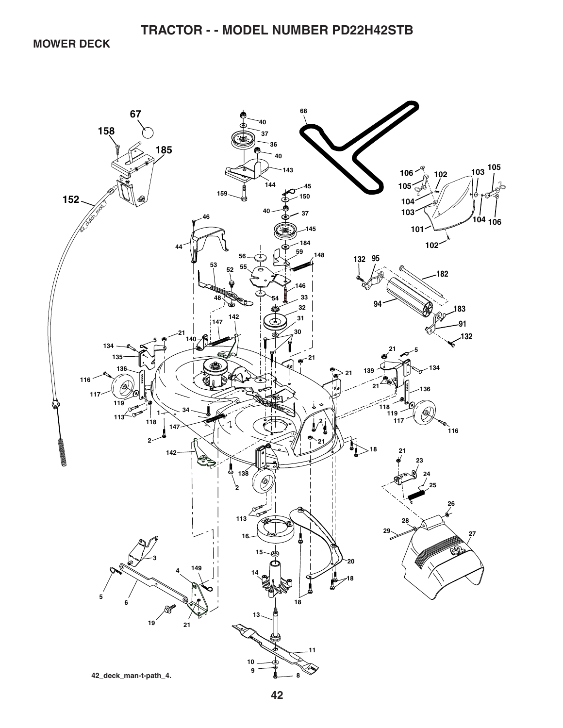# TRACTOR - - MODEL NUMBER PD22H42STB

## MOWER DECK

42_deck_man-t-path_4.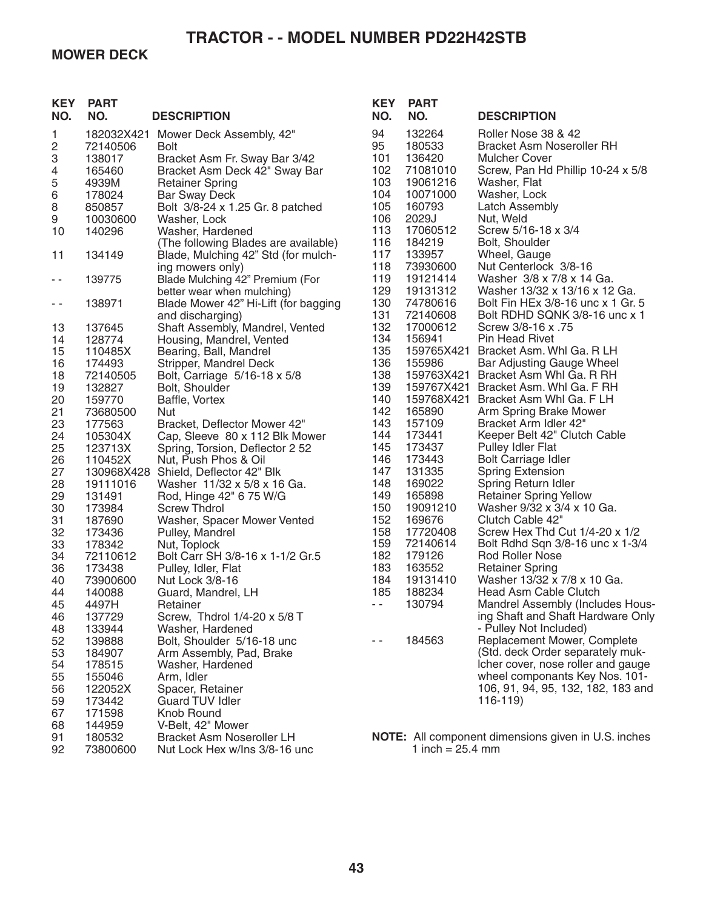# TRACTOR - - MODEL NUMBER PD22H42STB

## MOWER DECK

| KEY NO. | PART NO. | DESCRIPTION |
|---|---|---|
| 1 | 182032X421 | Mower Deck Assembly, 42" |
| 2 | 72140506 | Bolt |
| 3 | 138017 | Bracket Asm Fr. Sway Bar 3/42 |
| 4 | 165460 | Bracket Asm Deck 42" Sway Bar |
| 5 | 4939M | Retainer Spring |
| 6 | 178024 | Bar Sway Deck |
| 8 | 850857 | Bolt 3/8-24 x 1.25 Gr. 8 patched |
| 9 | 10030600 | Washer, Lock |
| 10 | 140296 | Washer, Hardened |
| | | (The following Blades are available) |
| 11 | 134149 | Blade, Mulching 42" Std (for mulching mowers only) |
| - - | 139775 | Blade Mulching 42" Premium (For better wear when mulching) |
| - - | 138971 | Blade Mower 42" Hi-Lift (for bagging and discharging) |
| 13 | 137645 | Shaft Assembly, Mandrel, Vented |
| 14 | 128774 | Housing, Mandrel, Vented |
| 15 | 110485X | Bearing, Ball, Mandrel |
| 16 | 174493 | Stripper, Mandrel Deck |
| 18 | 72140505 | Bolt, Carriage 5/16-18 x 5/8 |
| 19 | 132827 | Bolt, Shoulder |
| 20 | 159770 | Baffle, Vortex |
| 21 | 73680500 | Nut |
| 23 | 177563 | Bracket, Deflector Mower 42" |
| 24 | 105304X | Cap, Sleeve 80 x 112 Blk Mower |
| 25 | 123713X | Spring, Torsion, Deflector 2 52 |
| 26 | 110452X | Nut, Push Phos & Oil |
| 27 | 130968X428 | Shield, Deflector 42" Blk |
| 28 | 19111016 | Washer 11/32 x 5/8 x 16 Ga. |
| 29 | 131491 | Rod, Hinge 42" 6 75 W/G |
| 30 | 173984 | Screw Thdrol |
| 31 | 187690 | Washer, Spacer Mower Vented |
| 32 | 173436 | Pulley, Mandrel |
| 33 | 178342 | Nut, Toplock |
| 34 | 72110612 | Bolt Carr SH 3/8-16 x 1-1/2 Gr.5 |
| 36 | 173438 | Pulley, Idler, Flat |
| 40 | 73900600 | Nut Lock 3/8-16 |
| 44 | 140088 | Guard, Mandrel, LH |
| 45 | 4497H | Retainer |
| 46 | 137729 | Screw, Thdrol 1/4-20 x 5/8 T |
| 48 | 133944 | Washer, Hardened |
| 52 | 139888 | Bolt, Shoulder 5/16-18 unc |
| 53 | 184907 | Arm Assembly, Pad, Brake |
| 54 | 178515 | Washer, Hardened |
| 55 | 155046 | Arm, Idler |
| 56 | 122052X | Spacer, Retainer |
| 59 | 173442 | Guard TUV Idler |
| 67 | 171598 | Knob Round |
| 68 | 144959 | V-Belt, 42" Mower |
| 91 | 180532 | Bracket Asm Noseroller LH |
| 92 | 73800600 | Nut Lock Hex w/Ins 3/8-16 unc |
| 94 | 132264 | Roller Nose 38 & 42 |
| 95 | 180533 | Bracket Asm Noseroller RH |
| 101 | 136420 | Mulcher Cover |
| 102 | 71081010 | Screw, Pan Hd Phillip 10-24 x 5/8 |
| 103 | 19061216 | Washer, Flat |
| 104 | 10071000 | Washer, Lock |
| 105 | 160793 | Latch Assembly |
| 106 | 2029J | Nut, Weld |
| 113 | 17060512 | Screw 5/16-18 x 3/4 |
| 116 | 184219 | Bolt, Shoulder |
| 117 | 133957 | Wheel, Gauge |
| 118 | 73930600 | Nut Centerlock 3/8-16 |
| 119 | 19121414 | Washer 3/8 x 7/8 x 14 Ga. |
| 129 | 19131312 | Washer 13/32 x 13/16 x 12 Ga. |
| 130 | 74780616 | Bolt Fin HEx 3/8-16 unc x 1 Gr. 5 |
| 131 | 72140608 | Bolt RDHD SQNK 3/8-16 unc x 1 |
| 132 | 17000612 | Screw 3/8-16 x .75 |
| 134 | 156941 | Pin Head Rivet |
| 135 | 159765X421 | Bracket Asm. Whl Ga. R LH |
| 136 | 155986 | Bar Adjusting Gauge Wheel |
| 138 | 159763X421 | Bracket Asm Whl Ga. R RH |
| 139 | 159767X421 | Bracket Asm. Whl Ga. F RH |
| 140 | 159768X421 | Bracket Asm Whl Ga. F LH |
| 142 | 165890 | Arm Spring Brake Mower |
| 143 | 157109 | Bracket Arm Idler 42" |
| 144 | 173441 | Keeper Belt 42" Clutch Cable |
| 145 | 173437 | Pulley Idler Flat |
| 146 | 173443 | Bolt Carriage Idler |
| 147 | 131335 | Spring Extension |
| 148 | 169022 | Spring Return Idler |
| 149 | 165898 | Retainer Spring Yellow |
| 150 | 19091210 | Washer 9/32 x 3/4 x 10 Ga. |
| 152 | 169676 | Clutch Cable 42" |
| 158 | 17720408 | Screw Hex Thd Cut 1/4-20 x 1/2 |
| 159 | 72140614 | Bolt Rdhd Sqn 3/8-16 unc x 1-3/4 |
| 182 | 179126 | Rod Roller Nose |
| 183 | 163552 | Retainer Spring |
| 184 | 19131410 | Washer 13/32 x 7/8 x 10 Ga. |
| 185 | 188234 | Head Asm Cable Clutch |
| - - | 130794 | Mandrel Assembly (Includes Housing Shaft and Shaft Hardware Only - Pulley Not Included) |
| - - | 184563 | Replacement Mower, Complete (Std. deck Order separately mulcher cover, nose roller and gauge wheel componants Key Nos. 101-106, 91, 94, 95, 132, 182, 183 and 116-119) |

**NOTE:** All component dimensions given in U.S. inches
1 inch = 25.4 mm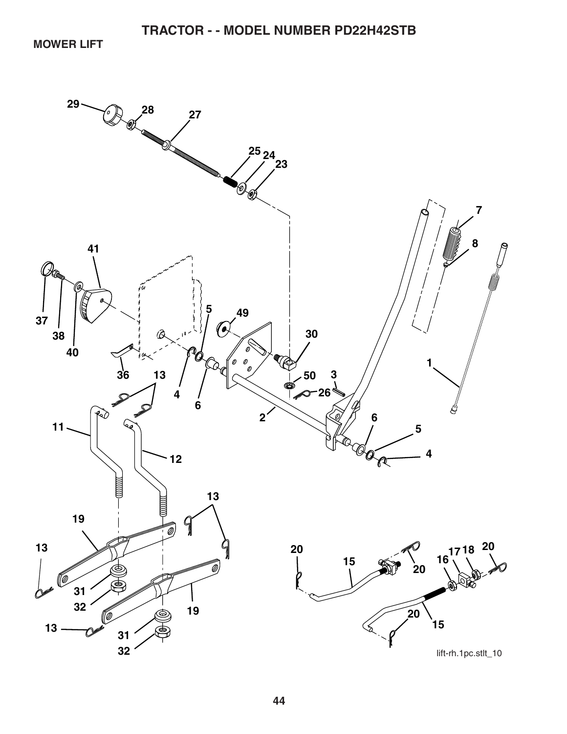# TRACTOR - - MODEL NUMBER PD22H42STB

## MOWER LIFT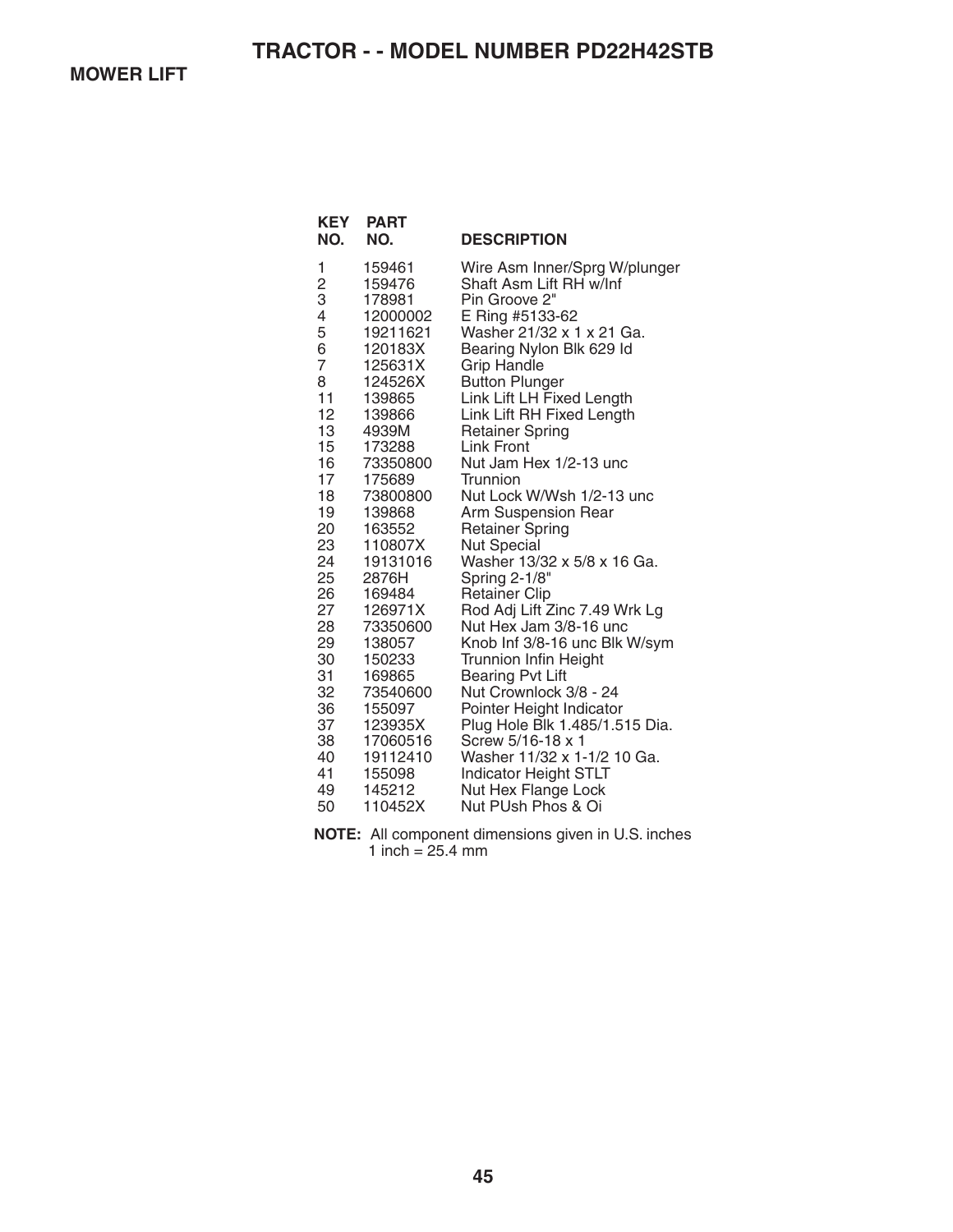# TRACTOR - - MODEL NUMBER PD22H42STB

## MOWER LIFT

| KEY NO. | PART NO. | DESCRIPTION |
|---|---|---|
| 1 | 159461 | Wire Asm Inner/Sprg W/plunger |
| 2 | 159476 | Shaft Asm Lift RH w/Inf |
| 3 | 178981 | Pin Groove 2" |
| 4 | 12000002 | E Ring #5133-62 |
| 5 | 19211621 | Washer 21/32 x 1 x 21 Ga. |
| 6 | 120183X | Bearing Nylon Blk 629 Id |
| 7 | 125631X | Grip Handle |
| 8 | 124526X | Button Plunger |
| 11 | 139865 | Link Lift LH Fixed Length |
| 12 | 139866 | Link Lift RH Fixed Length |
| 13 | 4939M | Retainer Spring |
| 15 | 173288 | Link Front |
| 16 | 73350800 | Nut Jam Hex 1/2-13 unc |
| 17 | 175689 | Trunnion |
| 18 | 73800800 | Nut Lock W/Wsh 1/2-13 unc |
| 19 | 139868 | Arm Suspension Rear |
| 20 | 163552 | Retainer Spring |
| 23 | 110807X | Nut Special |
| 24 | 19131016 | Washer 13/32 x 5/8 x 16 Ga. |
| 25 | 2876H | Spring 2-1/8" |
| 26 | 169484 | Retainer Clip |
| 27 | 126971X | Rod Adj Lift Zinc 7.49 Wrk Lg |
| 28 | 73350600 | Nut Hex Jam 3/8-16 unc |
| 29 | 138057 | Knob Inf 3/8-16 unc Blk W/sym |
| 30 | 150233 | Trunnion Infin Height |
| 31 | 169865 | Bearing Pvt Lift |
| 32 | 73540600 | Nut Crownlock 3/8 - 24 |
| 36 | 155097 | Pointer Height Indicator |
| 37 | 123935X | Plug Hole Blk 1.485/1.515 Dia. |
| 38 | 17060516 | Screw 5/16-18 x 1 |
| 40 | 19112410 | Washer 11/32 x 1-1/2 10 Ga. |
| 41 | 155098 | Indicator Height STLT |
| 49 | 145212 | Nut Hex Flange Lock |
| 50 | 110452X | Nut PUsh Phos & Oi |

**NOTE:** All component dimensions given in U.S. inches
1 inch = 25.4 mm